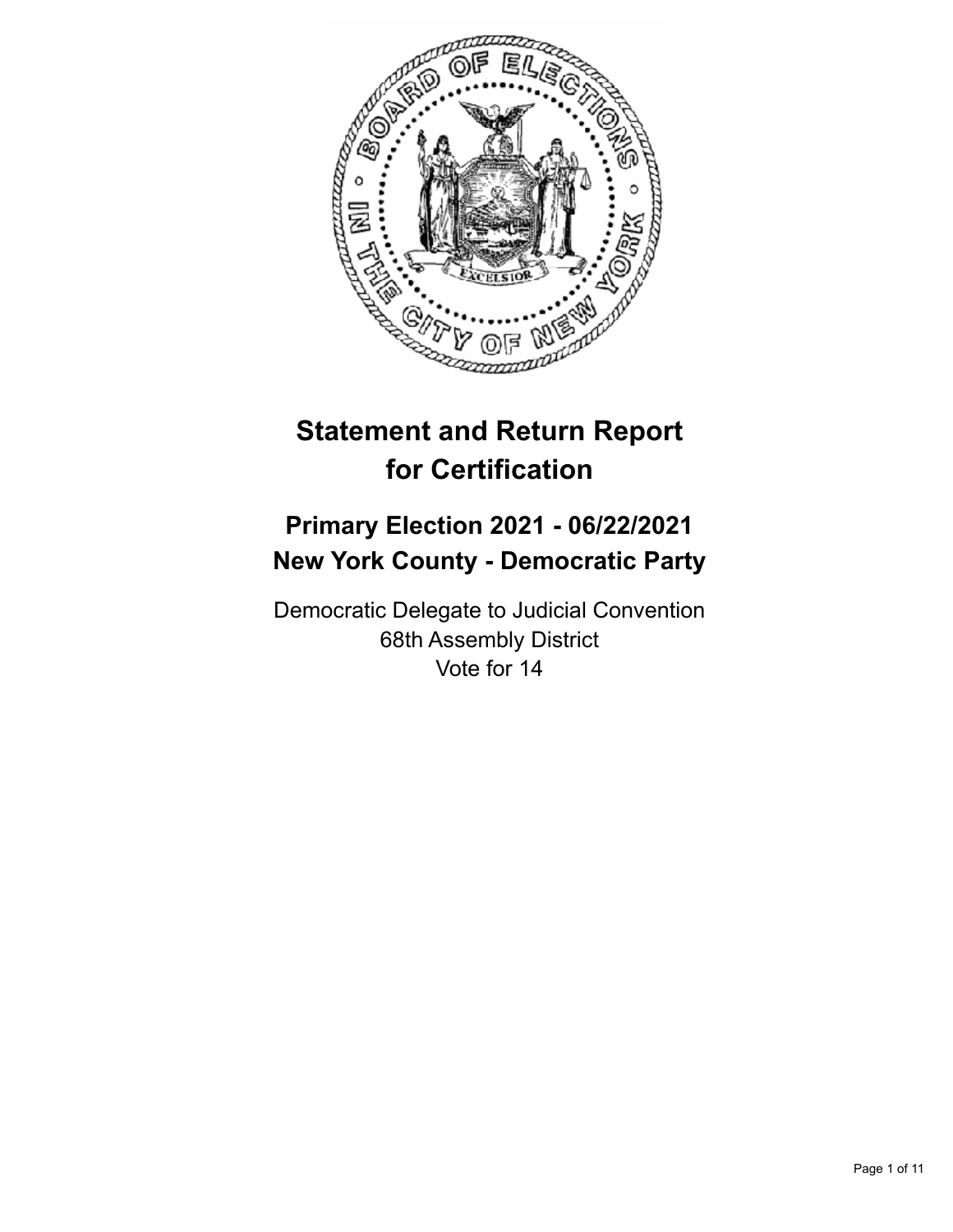# Statement and Return Report for Certification

## Primary Election 2021 - 06/22/2021
## New York County - Democratic Party

Democratic Delegate to Judicial Convention
68th Assembly District
Vote for 14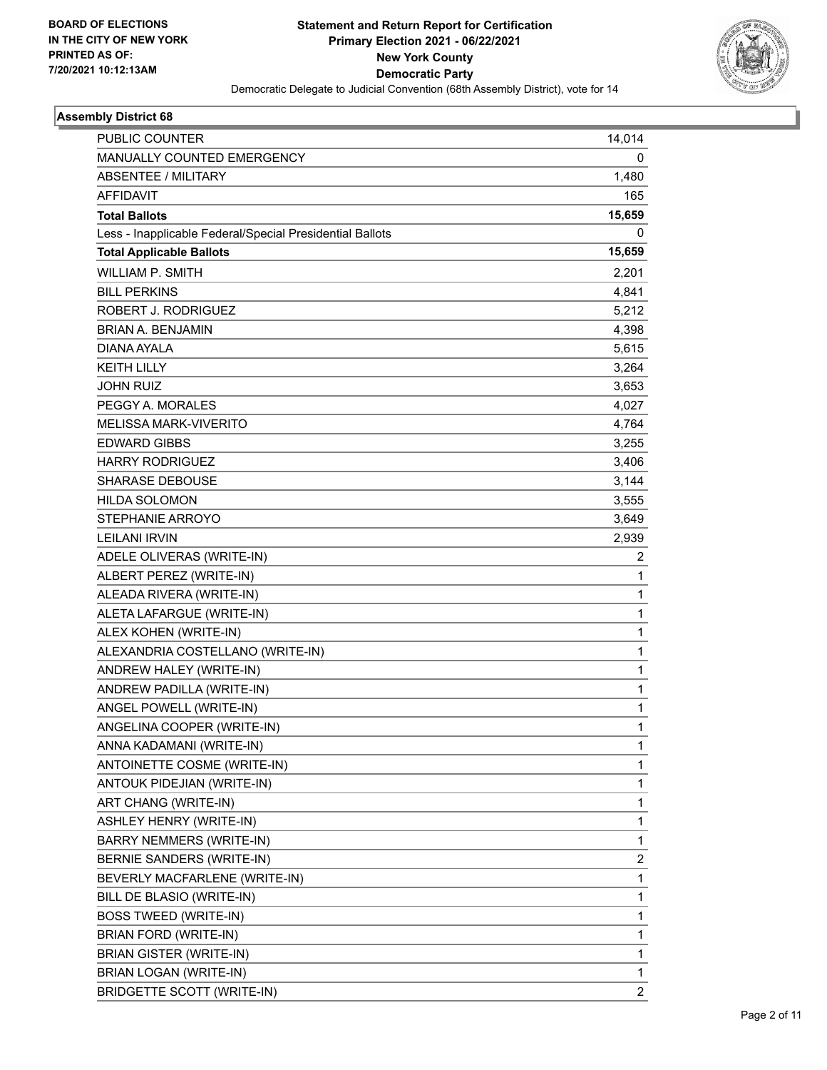BOARD OF ELECTIONS
IN THE CITY OF NEW YORK
PRINTED AS OF:
7/20/2021 10:12:13AM

# Statement and Return Report for Certification
## Primary Election 2021 - 06/22/2021
## New York County
## Democratic Party

Democratic Delegate to Judicial Convention (68th Assembly District), vote for 14

### Assembly District 68

| | |
|---|---|
| PUBLIC COUNTER | 14,014 |
| MANUALLY COUNTED EMERGENCY | 0 |
| ABSENTEE / MILITARY | 1,480 |
| AFFIDAVIT | 165 |
| **Total Ballots** | **15,659** |
| Less - Inapplicable Federal/Special Presidential Ballots | 0 |
| **Total Applicable Ballots** | **15,659** |
| WILLIAM P. SMITH | 2,201 |
| BILL PERKINS | 4,841 |
| ROBERT J. RODRIGUEZ | 5,212 |
| BRIAN A. BENJAMIN | 4,398 |
| DIANA AYALA | 5,615 |
| KEITH LILLY | 3,264 |
| JOHN RUIZ | 3,653 |
| PEGGY A. MORALES | 4,027 |
| MELISSA MARK-VIVERITO | 4,764 |
| EDWARD GIBBS | 3,255 |
| HARRY RODRIGUEZ | 3,406 |
| SHARASE DEBOUSE | 3,144 |
| HILDA SOLOMON | 3,555 |
| STEPHANIE ARROYO | 3,649 |
| LEILANI IRVIN | 2,939 |
| ADELE OLIVERAS (WRITE-IN) | 2 |
| ALBERT PEREZ (WRITE-IN) | 1 |
| ALEADA RIVERA (WRITE-IN) | 1 |
| ALETA LAFARGUE (WRITE-IN) | 1 |
| ALEX KOHEN (WRITE-IN) | 1 |
| ALEXANDRIA COSTELLANO (WRITE-IN) | 1 |
| ANDREW HALEY (WRITE-IN) | 1 |
| ANDREW PADILLA (WRITE-IN) | 1 |
| ANGEL POWELL (WRITE-IN) | 1 |
| ANGELINA COOPER (WRITE-IN) | 1 |
| ANNA KADAMANI (WRITE-IN) | 1 |
| ANTOINETTE COSME (WRITE-IN) | 1 |
| ANTOUK PIDEJIAN (WRITE-IN) | 1 |
| ART CHANG (WRITE-IN) | 1 |
| ASHLEY HENRY (WRITE-IN) | 1 |
| BARRY NEMMERS (WRITE-IN) | 1 |
| BERNIE SANDERS (WRITE-IN) | 2 |
| BEVERLY MACFARLENE (WRITE-IN) | 1 |
| BILL DE BLASIO (WRITE-IN) | 1 |
| BOSS TWEED (WRITE-IN) | 1 |
| BRIAN FORD (WRITE-IN) | 1 |
| BRIAN GISTER (WRITE-IN) | 1 |
| BRIAN LOGAN (WRITE-IN) | 1 |
| BRIDGETTE SCOTT (WRITE-IN) | 2 |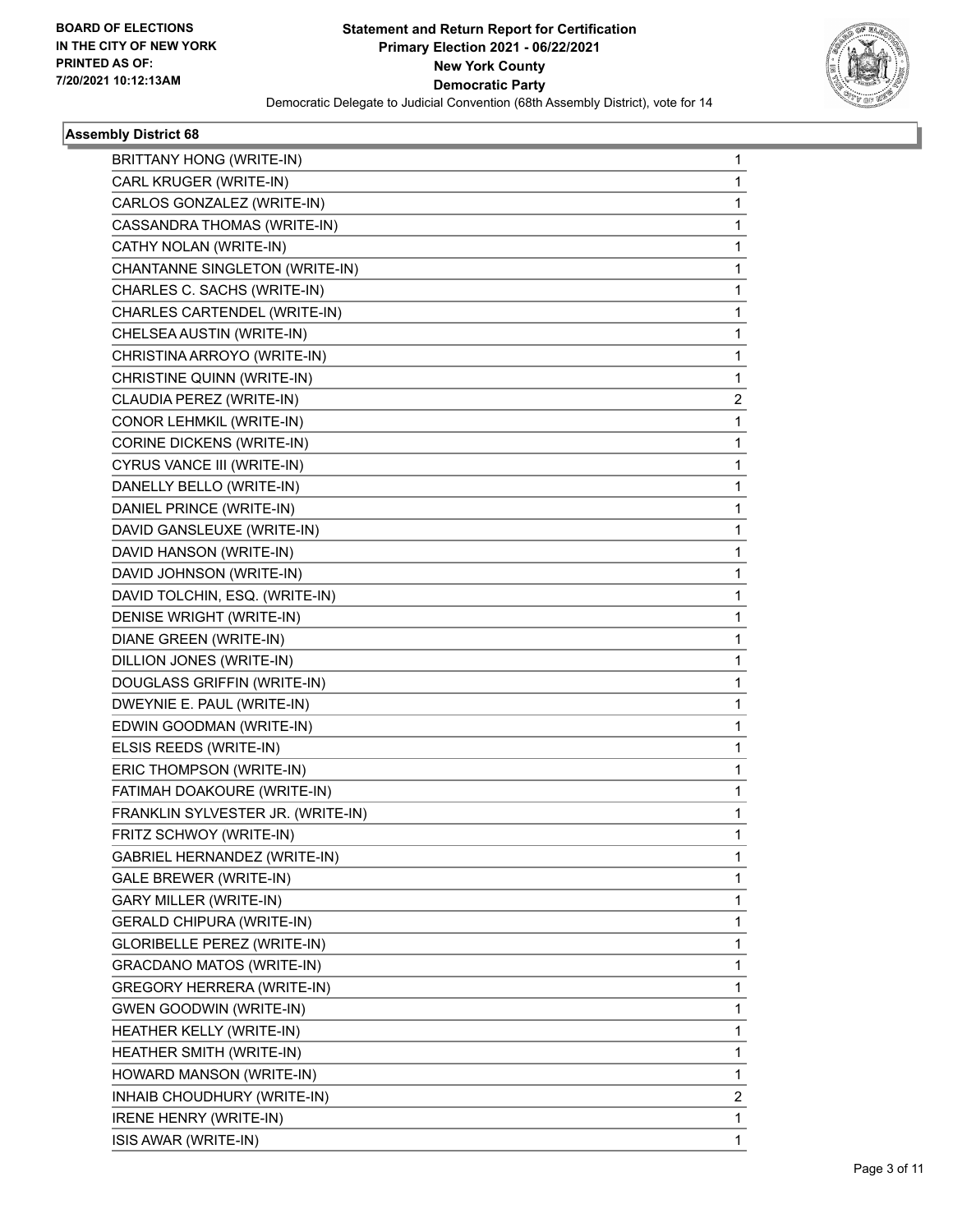BOARD OF ELECTIONS
IN THE CITY OF NEW YORK
PRINTED AS OF:
7/20/2021 10:12:13AM

**Statement and Return Report for Certification**
**Primary Election 2021 - 06/22/2021**
**New York County**
**Democratic Party**
Democratic Delegate to Judicial Convention (68th Assembly District), vote for 14

### Assembly District 68

| | |
|---|---|
| BRITTANY HONG (WRITE-IN) | 1 |
| CARL KRUGER (WRITE-IN) | 1 |
| CARLOS GONZALEZ (WRITE-IN) | 1 |
| CASSANDRA THOMAS (WRITE-IN) | 1 |
| CATHY NOLAN (WRITE-IN) | 1 |
| CHANTANNE SINGLETON (WRITE-IN) | 1 |
| CHARLES C. SACHS (WRITE-IN) | 1 |
| CHARLES CARTENDEL (WRITE-IN) | 1 |
| CHELSEA AUSTIN (WRITE-IN) | 1 |
| CHRISTINA ARROYO (WRITE-IN) | 1 |
| CHRISTINE QUINN (WRITE-IN) | 1 |
| CLAUDIA PEREZ (WRITE-IN) | 2 |
| CONOR LEHMKIL (WRITE-IN) | 1 |
| CORINE DICKENS (WRITE-IN) | 1 |
| CYRUS VANCE III (WRITE-IN) | 1 |
| DANELLY BELLO (WRITE-IN) | 1 |
| DANIEL PRINCE (WRITE-IN) | 1 |
| DAVID GANSLEUXE (WRITE-IN) | 1 |
| DAVID HANSON (WRITE-IN) | 1 |
| DAVID JOHNSON (WRITE-IN) | 1 |
| DAVID TOLCHIN, ESQ. (WRITE-IN) | 1 |
| DENISE WRIGHT (WRITE-IN) | 1 |
| DIANE GREEN (WRITE-IN) | 1 |
| DILLION JONES (WRITE-IN) | 1 |
| DOUGLASS GRIFFIN (WRITE-IN) | 1 |
| DWEYNIE E. PAUL (WRITE-IN) | 1 |
| EDWIN GOODMAN (WRITE-IN) | 1 |
| ELSIS REEDS (WRITE-IN) | 1 |
| ERIC THOMPSON (WRITE-IN) | 1 |
| FATIMAH DOAKOURE (WRITE-IN) | 1 |
| FRANKLIN SYLVESTER JR. (WRITE-IN) | 1 |
| FRITZ SCHWOY (WRITE-IN) | 1 |
| GABRIEL HERNANDEZ (WRITE-IN) | 1 |
| GALE BREWER (WRITE-IN) | 1 |
| GARY MILLER (WRITE-IN) | 1 |
| GERALD CHIPURA (WRITE-IN) | 1 |
| GLORIBELLE PEREZ (WRITE-IN) | 1 |
| GRACDANO MATOS (WRITE-IN) | 1 |
| GREGORY HERRERA (WRITE-IN) | 1 |
| GWEN GOODWIN (WRITE-IN) | 1 |
| HEATHER KELLY (WRITE-IN) | 1 |
| HEATHER SMITH (WRITE-IN) | 1 |
| HOWARD MANSON (WRITE-IN) | 1 |
| INHAIB CHOUDHURY (WRITE-IN) | 2 |
| IRENE HENRY (WRITE-IN) | 1 |
| ISIS AWAR (WRITE-IN) | 1 |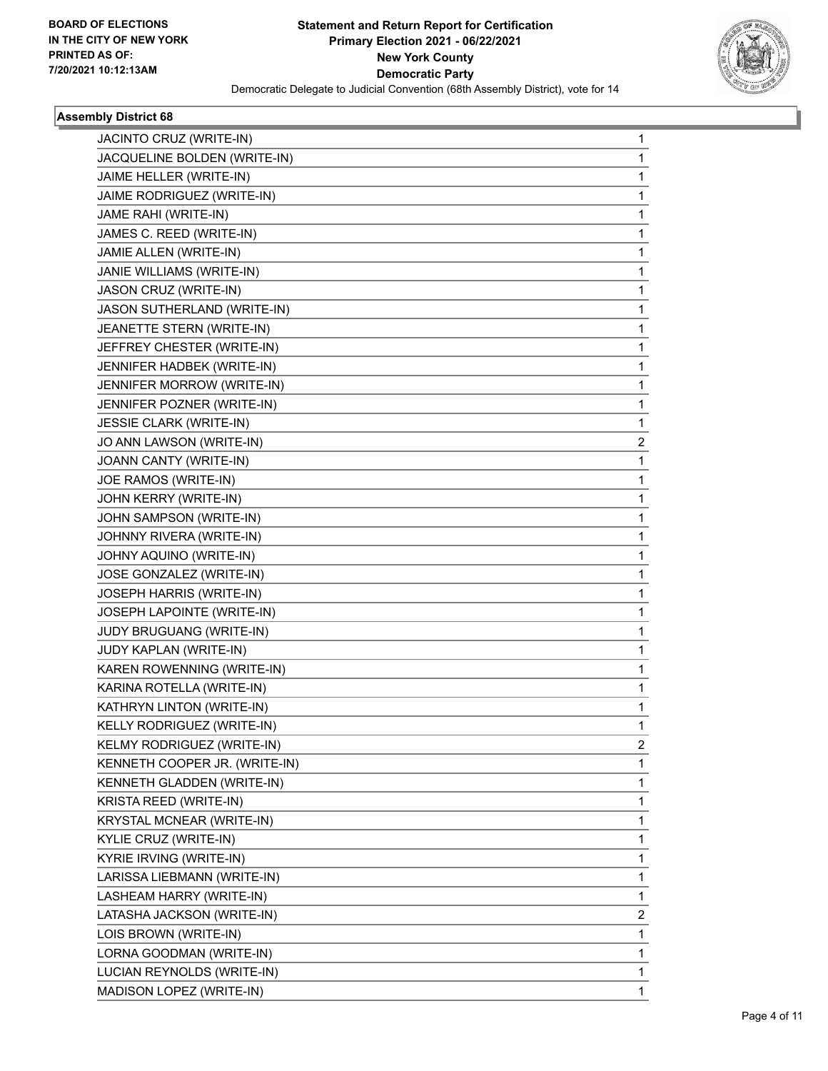**BOARD OF ELECTIONS IN THE CITY OF NEW YORK PRINTED AS OF: 7/20/2021 10:12:13AM**

**Statement and Return Report for Certification Primary Election 2021 - 06/22/2021 New York County Democratic Party**

Democratic Delegate to Judicial Convention (68th Assembly District), vote for 14

### Assembly District 68

| | |
|---|---|
| JACINTO CRUZ (WRITE-IN) | 1 |
| JACQUELINE BOLDEN (WRITE-IN) | 1 |
| JAIME HELLER (WRITE-IN) | 1 |
| JAIME RODRIGUEZ (WRITE-IN) | 1 |
| JAME RAHI (WRITE-IN) | 1 |
| JAMES C. REED (WRITE-IN) | 1 |
| JAMIE ALLEN (WRITE-IN) | 1 |
| JANIE WILLIAMS (WRITE-IN) | 1 |
| JASON CRUZ (WRITE-IN) | 1 |
| JASON SUTHERLAND (WRITE-IN) | 1 |
| JEANETTE STERN (WRITE-IN) | 1 |
| JEFFREY CHESTER (WRITE-IN) | 1 |
| JENNIFER HADBEK (WRITE-IN) | 1 |
| JENNIFER MORROW (WRITE-IN) | 1 |
| JENNIFER POZNER (WRITE-IN) | 1 |
| JESSIE CLARK (WRITE-IN) | 1 |
| JO ANN LAWSON (WRITE-IN) | 2 |
| JOANN CANTY (WRITE-IN) | 1 |
| JOE RAMOS (WRITE-IN) | 1 |
| JOHN KERRY (WRITE-IN) | 1 |
| JOHN SAMPSON (WRITE-IN) | 1 |
| JOHNNY RIVERA (WRITE-IN) | 1 |
| JOHNY AQUINO (WRITE-IN) | 1 |
| JOSE GONZALEZ (WRITE-IN) | 1 |
| JOSEPH HARRIS (WRITE-IN) | 1 |
| JOSEPH LAPOINTE (WRITE-IN) | 1 |
| JUDY BRUGUANG (WRITE-IN) | 1 |
| JUDY KAPLAN (WRITE-IN) | 1 |
| KAREN ROWENNING (WRITE-IN) | 1 |
| KARINA ROTELLA (WRITE-IN) | 1 |
| KATHRYN LINTON (WRITE-IN) | 1 |
| KELLY RODRIGUEZ (WRITE-IN) | 1 |
| KELMY RODRIGUEZ (WRITE-IN) | 2 |
| KENNETH COOPER JR. (WRITE-IN) | 1 |
| KENNETH GLADDEN (WRITE-IN) | 1 |
| KRISTA REED (WRITE-IN) | 1 |
| KRYSTAL MCNEAR (WRITE-IN) | 1 |
| KYLIE CRUZ (WRITE-IN) | 1 |
| KYRIE IRVING (WRITE-IN) | 1 |
| LARISSA LIEBMANN (WRITE-IN) | 1 |
| LASHEAM HARRY (WRITE-IN) | 1 |
| LATASHA JACKSON (WRITE-IN) | 2 |
| LOIS BROWN (WRITE-IN) | 1 |
| LORNA GOODMAN (WRITE-IN) | 1 |
| LUCIAN REYNOLDS (WRITE-IN) | 1 |
| MADISON LOPEZ (WRITE-IN) | 1 |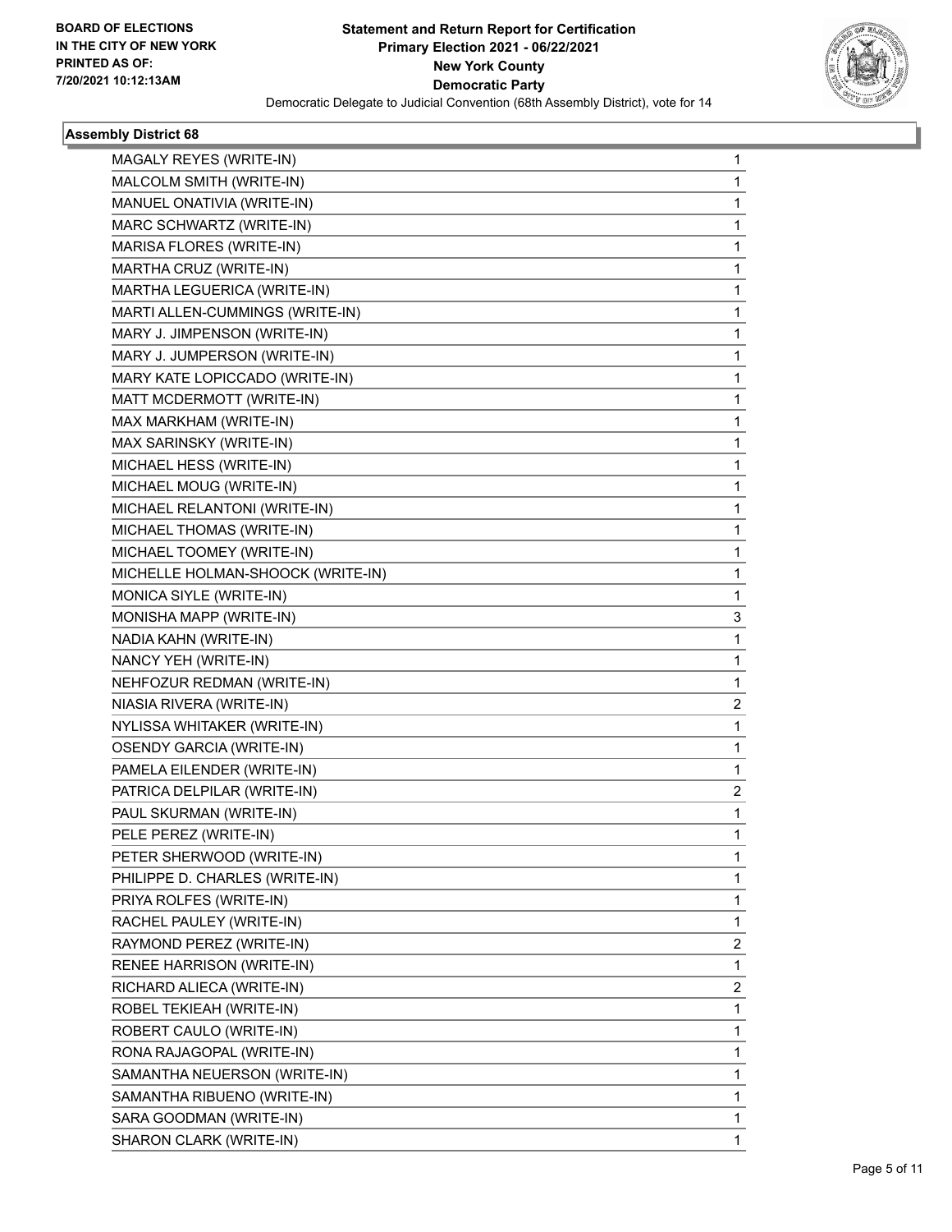**Statement and Return Report for Certification**
**Primary Election 2021 - 06/22/2021**
**New York County**
**Democratic Party**
Democratic Delegate to Judicial Convention (68th Assembly District), vote for 14

BOARD OF ELECTIONS IN THE CITY OF NEW YORK PRINTED AS OF: 7/20/2021 10:12:13AM

### Assembly District 68

| | |
|---|---|
| MAGALY REYES (WRITE-IN) | 1 |
| MALCOLM SMITH (WRITE-IN) | 1 |
| MANUEL ONATIVIA (WRITE-IN) | 1 |
| MARC SCHWARTZ (WRITE-IN) | 1 |
| MARISA FLORES (WRITE-IN) | 1 |
| MARTHA CRUZ (WRITE-IN) | 1 |
| MARTHA LEGUERICA (WRITE-IN) | 1 |
| MARTI ALLEN-CUMMINGS (WRITE-IN) | 1 |
| MARY J. JIMPENSON (WRITE-IN) | 1 |
| MARY J. JUMPERSON (WRITE-IN) | 1 |
| MARY KATE LOPICCADO (WRITE-IN) | 1 |
| MATT MCDERMOTT (WRITE-IN) | 1 |
| MAX MARKHAM (WRITE-IN) | 1 |
| MAX SARINSKY (WRITE-IN) | 1 |
| MICHAEL HESS (WRITE-IN) | 1 |
| MICHAEL MOUG (WRITE-IN) | 1 |
| MICHAEL RELANTONI (WRITE-IN) | 1 |
| MICHAEL THOMAS (WRITE-IN) | 1 |
| MICHAEL TOOMEY (WRITE-IN) | 1 |
| MICHELLE HOLMAN-SHOOCK (WRITE-IN) | 1 |
| MONICA SIYLE (WRITE-IN) | 1 |
| MONISHA MAPP (WRITE-IN) | 3 |
| NADIA KAHN (WRITE-IN) | 1 |
| NANCY YEH (WRITE-IN) | 1 |
| NEHFOZUR REDMAN (WRITE-IN) | 1 |
| NIASIA RIVERA (WRITE-IN) | 2 |
| NYLISSA WHITAKER (WRITE-IN) | 1 |
| OSENDY GARCIA (WRITE-IN) | 1 |
| PAMELA EILENDER (WRITE-IN) | 1 |
| PATRICA DELPILAR (WRITE-IN) | 2 |
| PAUL SKURMAN (WRITE-IN) | 1 |
| PELE PEREZ (WRITE-IN) | 1 |
| PETER SHERWOOD (WRITE-IN) | 1 |
| PHILIPPE D. CHARLES (WRITE-IN) | 1 |
| PRIYA ROLFES (WRITE-IN) | 1 |
| RACHEL PAULEY (WRITE-IN) | 1 |
| RAYMOND PEREZ (WRITE-IN) | 2 |
| RENEE HARRISON (WRITE-IN) | 1 |
| RICHARD ALIECA (WRITE-IN) | 2 |
| ROBEL TEKIEAH (WRITE-IN) | 1 |
| ROBERT CAULO (WRITE-IN) | 1 |
| RONA RAJAGOPAL (WRITE-IN) | 1 |
| SAMANTHA NEUERSON (WRITE-IN) | 1 |
| SAMANTHA RIBUENO (WRITE-IN) | 1 |
| SARA GOODMAN (WRITE-IN) | 1 |
| SHARON CLARK (WRITE-IN) | 1 |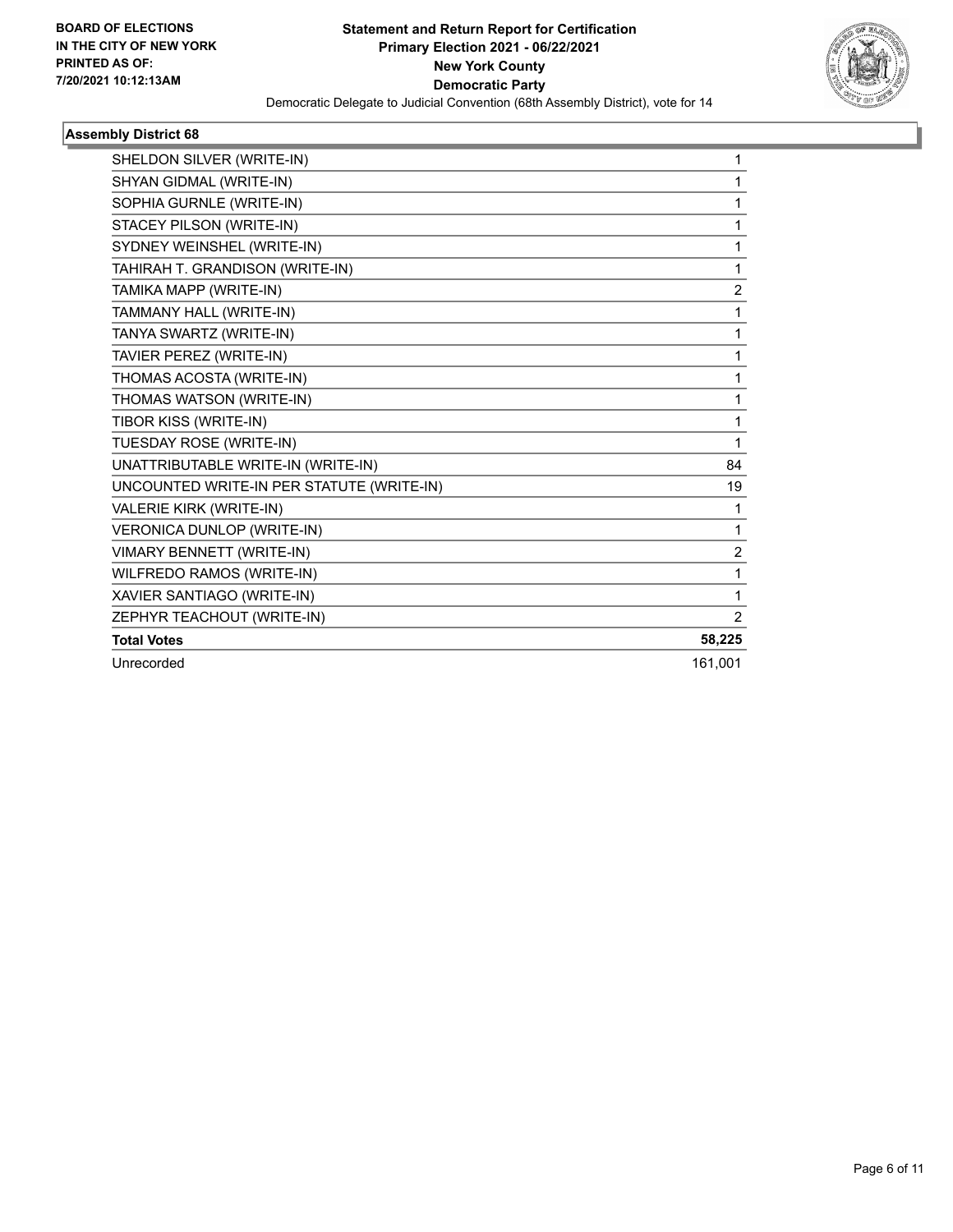**BOARD OF ELECTIONS IN THE CITY OF NEW YORK PRINTED AS OF: 7/20/2021 10:12:13AM**

**Statement and Return Report for Certification Primary Election 2021 - 06/22/2021 New York County Democratic Party**

Democratic Delegate to Judicial Convention (68th Assembly District), vote for 14

### Assembly District 68

| | |
|---|---|
| SHELDON SILVER (WRITE-IN) | 1 |
| SHYAN GIDMAL (WRITE-IN) | 1 |
| SOPHIA GURNLE (WRITE-IN) | 1 |
| STACEY PILSON (WRITE-IN) | 1 |
| SYDNEY WEINSHEL (WRITE-IN) | 1 |
| TAHIRAH T. GRANDISON (WRITE-IN) | 1 |
| TAMIKA MAPP (WRITE-IN) | 2 |
| TAMMANY HALL (WRITE-IN) | 1 |
| TANYA SWARTZ (WRITE-IN) | 1 |
| TAVIER PEREZ (WRITE-IN) | 1 |
| THOMAS ACOSTA (WRITE-IN) | 1 |
| THOMAS WATSON (WRITE-IN) | 1 |
| TIBOR KISS (WRITE-IN) | 1 |
| TUESDAY ROSE (WRITE-IN) | 1 |
| UNATTRIBUTABLE WRITE-IN (WRITE-IN) | 84 |
| UNCOUNTED WRITE-IN PER STATUTE (WRITE-IN) | 19 |
| VALERIE KIRK (WRITE-IN) | 1 |
| VERONICA DUNLOP (WRITE-IN) | 1 |
| VIMARY BENNETT (WRITE-IN) | 2 |
| WILFREDO RAMOS (WRITE-IN) | 1 |
| XAVIER SANTIAGO (WRITE-IN) | 1 |
| ZEPHYR TEACHOUT (WRITE-IN) | 2 |
| **Total Votes** | **58,225** |
| Unrecorded | 161,001 |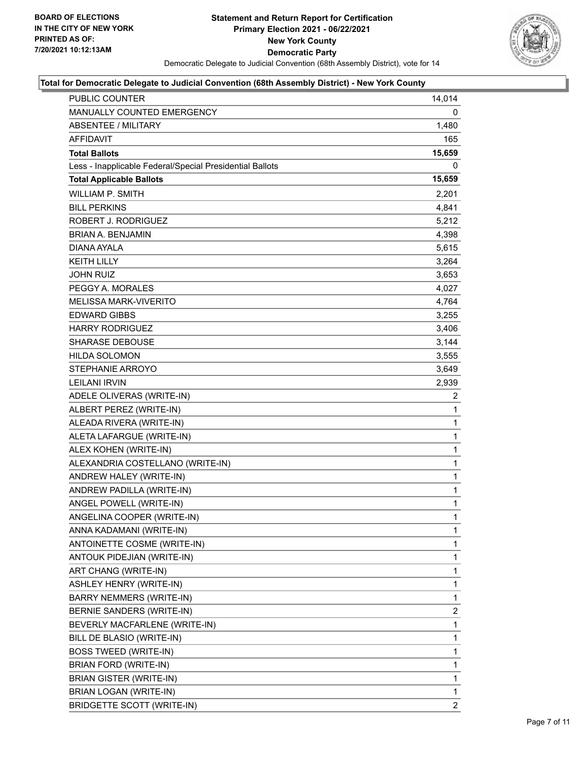**BOARD OF ELECTIONS IN THE CITY OF NEW YORK PRINTED AS OF: 7/20/2021 10:12:13AM**

# Statement and Return Report for Certification Primary Election 2021 - 06/22/2021 New York County Democratic Party

Democratic Delegate to Judicial Convention (68th Assembly District), vote for 14

## Total for Democratic Delegate to Judicial Convention (68th Assembly District) - New York County

| | |
|---|---|
| PUBLIC COUNTER | 14,014 |
| MANUALLY COUNTED EMERGENCY | 0 |
| ABSENTEE / MILITARY | 1,480 |
| AFFIDAVIT | 165 |
| **Total Ballots** | **15,659** |
| Less - Inapplicable Federal/Special Presidential Ballots | 0 |
| **Total Applicable Ballots** | **15,659** |
| WILLIAM P. SMITH | 2,201 |
| BILL PERKINS | 4,841 |
| ROBERT J. RODRIGUEZ | 5,212 |
| BRIAN A. BENJAMIN | 4,398 |
| DIANA AYALA | 5,615 |
| KEITH LILLY | 3,264 |
| JOHN RUIZ | 3,653 |
| PEGGY A. MORALES | 4,027 |
| MELISSA MARK-VIVERITO | 4,764 |
| EDWARD GIBBS | 3,255 |
| HARRY RODRIGUEZ | 3,406 |
| SHARASE DEBOUSE | 3,144 |
| HILDA SOLOMON | 3,555 |
| STEPHANIE ARROYO | 3,649 |
| LEILANI IRVIN | 2,939 |
| ADELE OLIVERAS (WRITE-IN) | 2 |
| ALBERT PEREZ (WRITE-IN) | 1 |
| ALEADA RIVERA (WRITE-IN) | 1 |
| ALETA LAFARGUE (WRITE-IN) | 1 |
| ALEX KOHEN (WRITE-IN) | 1 |
| ALEXANDRIA COSTELLANO (WRITE-IN) | 1 |
| ANDREW HALEY (WRITE-IN) | 1 |
| ANDREW PADILLA (WRITE-IN) | 1 |
| ANGEL POWELL (WRITE-IN) | 1 |
| ANGELINA COOPER (WRITE-IN) | 1 |
| ANNA KADAMANI (WRITE-IN) | 1 |
| ANTOINETTE COSME (WRITE-IN) | 1 |
| ANTOUK PIDEJIAN (WRITE-IN) | 1 |
| ART CHANG (WRITE-IN) | 1 |
| ASHLEY HENRY (WRITE-IN) | 1 |
| BARRY NEMMERS (WRITE-IN) | 1 |
| BERNIE SANDERS (WRITE-IN) | 2 |
| BEVERLY MACFARLENE (WRITE-IN) | 1 |
| BILL DE BLASIO (WRITE-IN) | 1 |
| BOSS TWEED (WRITE-IN) | 1 |
| BRIAN FORD (WRITE-IN) | 1 |
| BRIAN GISTER (WRITE-IN) | 1 |
| BRIAN LOGAN (WRITE-IN) | 1 |
| BRIDGETTE SCOTT (WRITE-IN) | 2 |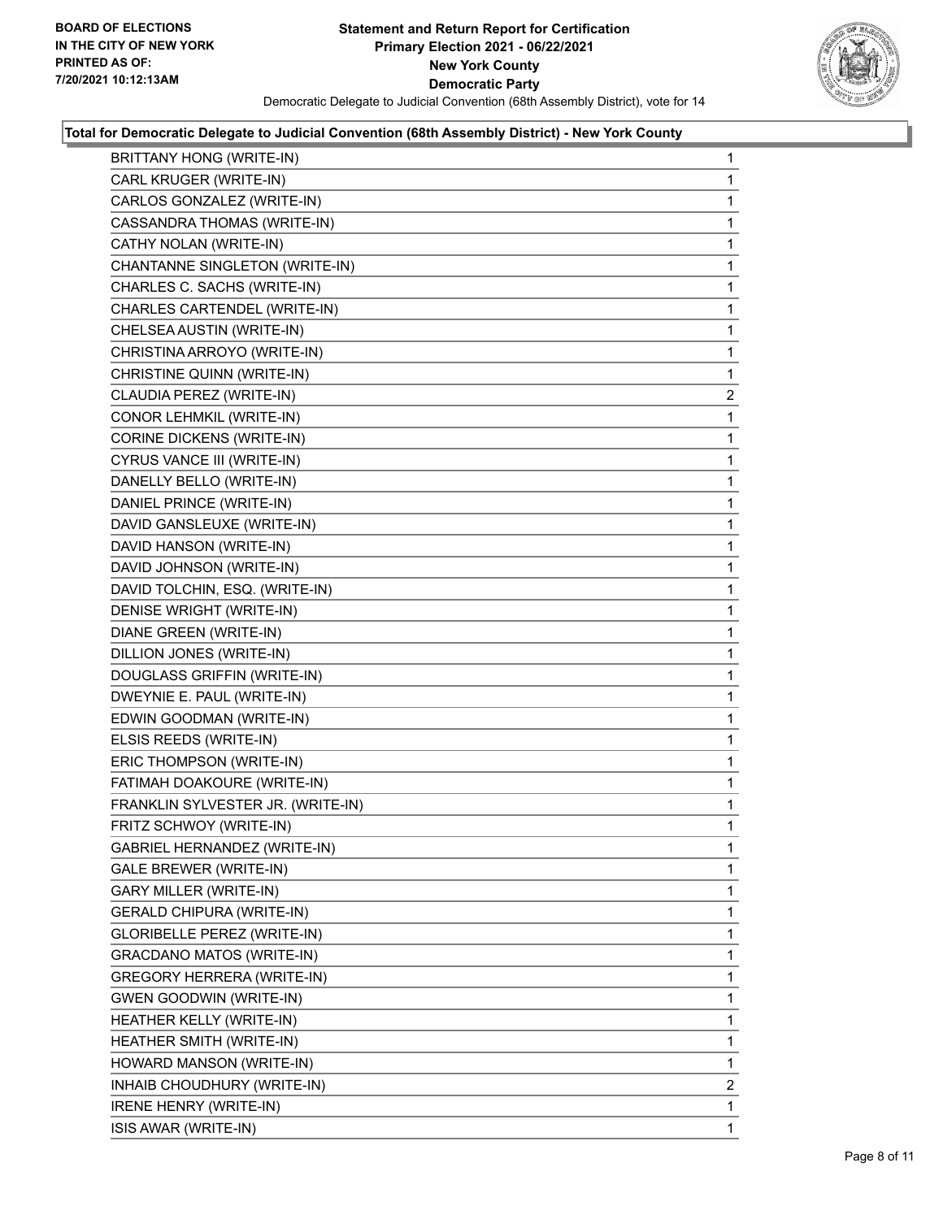**Total for Democratic Delegate to Judicial Convention (68th Assembly District) - New York County**

| Candidate | Votes |
|---|---|
| BRITTANY HONG (WRITE-IN) | 1 |
| CARL KRUGER (WRITE-IN) | 1 |
| CARLOS GONZALEZ (WRITE-IN) | 1 |
| CASSANDRA THOMAS (WRITE-IN) | 1 |
| CATHY NOLAN (WRITE-IN) | 1 |
| CHANTANNE SINGLETON (WRITE-IN) | 1 |
| CHARLES C. SACHS (WRITE-IN) | 1 |
| CHARLES CARTENDEL (WRITE-IN) | 1 |
| CHELSEA AUSTIN (WRITE-IN) | 1 |
| CHRISTINA ARROYO (WRITE-IN) | 1 |
| CHRISTINE QUINN (WRITE-IN) | 1 |
| CLAUDIA PEREZ (WRITE-IN) | 2 |
| CONOR LEHMKIL (WRITE-IN) | 1 |
| CORINE DICKENS (WRITE-IN) | 1 |
| CYRUS VANCE III (WRITE-IN) | 1 |
| DANELLY BELLO (WRITE-IN) | 1 |
| DANIEL PRINCE (WRITE-IN) | 1 |
| DAVID GANSLEUXE (WRITE-IN) | 1 |
| DAVID HANSON (WRITE-IN) | 1 |
| DAVID JOHNSON (WRITE-IN) | 1 |
| DAVID TOLCHIN, ESQ. (WRITE-IN) | 1 |
| DENISE WRIGHT (WRITE-IN) | 1 |
| DIANE GREEN (WRITE-IN) | 1 |
| DILLION JONES (WRITE-IN) | 1 |
| DOUGLASS GRIFFIN (WRITE-IN) | 1 |
| DWEYNIE E. PAUL (WRITE-IN) | 1 |
| EDWIN GOODMAN (WRITE-IN) | 1 |
| ELSIS REEDS (WRITE-IN) | 1 |
| ERIC THOMPSON (WRITE-IN) | 1 |
| FATIMAH DOAKOURE (WRITE-IN) | 1 |
| FRANKLIN SYLVESTER JR. (WRITE-IN) | 1 |
| FRITZ SCHWOY (WRITE-IN) | 1 |
| GABRIEL HERNANDEZ (WRITE-IN) | 1 |
| GALE BREWER (WRITE-IN) | 1 |
| GARY MILLER (WRITE-IN) | 1 |
| GERALD CHIPURA (WRITE-IN) | 1 |
| GLORIBELLE PEREZ (WRITE-IN) | 1 |
| GRACDANO MATOS (WRITE-IN) | 1 |
| GREGORY HERRERA (WRITE-IN) | 1 |
| GWEN GOODWIN (WRITE-IN) | 1 |
| HEATHER KELLY (WRITE-IN) | 1 |
| HEATHER SMITH (WRITE-IN) | 1 |
| HOWARD MANSON (WRITE-IN) | 1 |
| INHAIB CHOUDHURY (WRITE-IN) | 2 |
| IRENE HENRY (WRITE-IN) | 1 |
| ISIS AWAR (WRITE-IN) | 1 |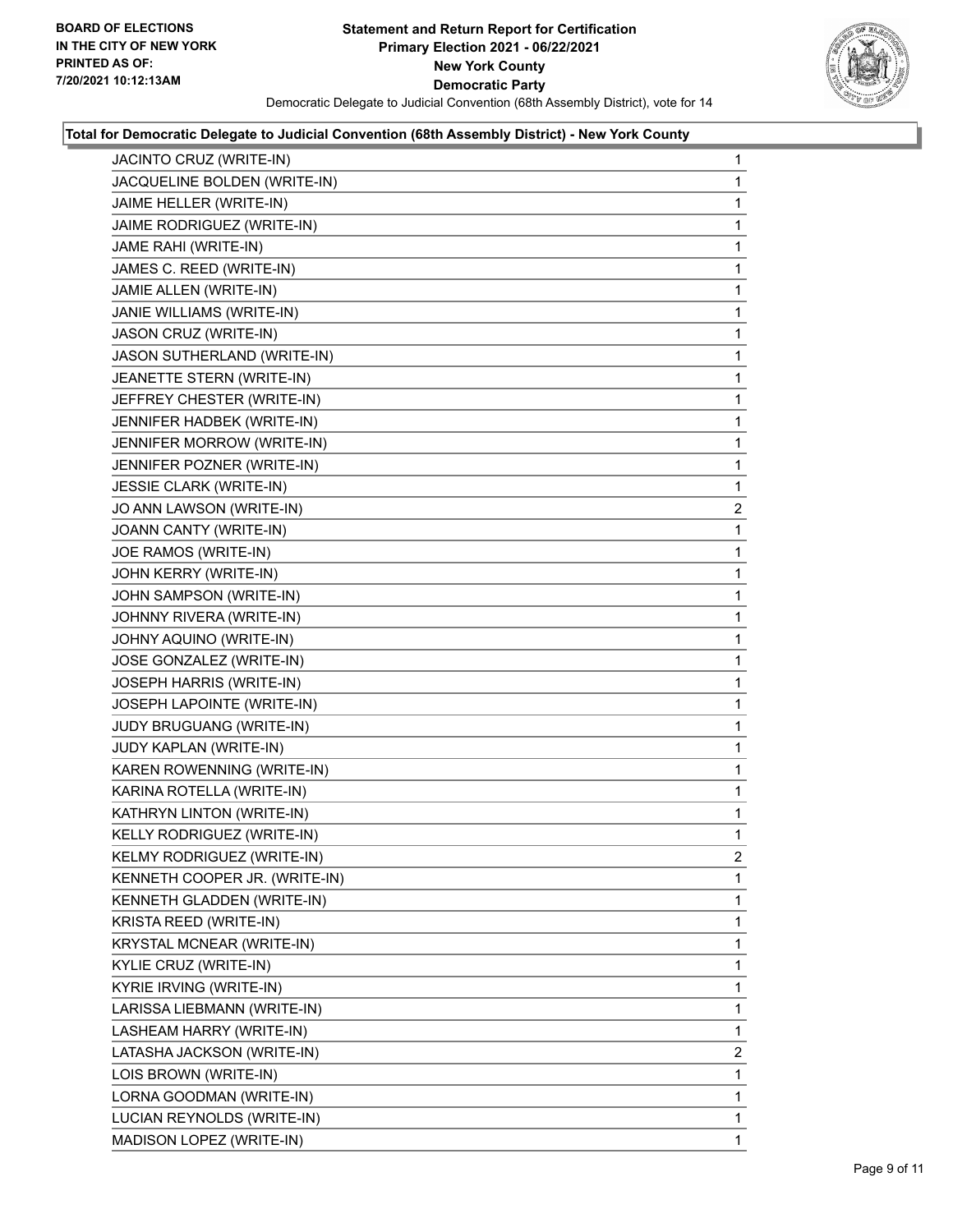**Statement and Return Report for Certification**
**Primary Election 2021 - 06/22/2021**
**New York County**
**Democratic Party**
Democratic Delegate to Judicial Convention (68th Assembly District), vote for 14

BOARD OF ELECTIONS
IN THE CITY OF NEW YORK
PRINTED AS OF:
7/20/2021 10:12:13AM

### Total for Democratic Delegate to Judicial Convention (68th Assembly District) - New York County

| Candidate | Votes |
|---|---|
| JACINTO CRUZ (WRITE-IN) | 1 |
| JACQUELINE BOLDEN (WRITE-IN) | 1 |
| JAIME HELLER (WRITE-IN) | 1 |
| JAIME RODRIGUEZ (WRITE-IN) | 1 |
| JAME RAHI (WRITE-IN) | 1 |
| JAMES C. REED (WRITE-IN) | 1 |
| JAMIE ALLEN (WRITE-IN) | 1 |
| JANIE WILLIAMS (WRITE-IN) | 1 |
| JASON CRUZ (WRITE-IN) | 1 |
| JASON SUTHERLAND (WRITE-IN) | 1 |
| JEANETTE STERN (WRITE-IN) | 1 |
| JEFFREY CHESTER (WRITE-IN) | 1 |
| JENNIFER HADBEK (WRITE-IN) | 1 |
| JENNIFER MORROW (WRITE-IN) | 1 |
| JENNIFER POZNER (WRITE-IN) | 1 |
| JESSIE CLARK (WRITE-IN) | 1 |
| JO ANN LAWSON (WRITE-IN) | 2 |
| JOANN CANTY (WRITE-IN) | 1 |
| JOE RAMOS (WRITE-IN) | 1 |
| JOHN KERRY (WRITE-IN) | 1 |
| JOHN SAMPSON (WRITE-IN) | 1 |
| JOHNNY RIVERA (WRITE-IN) | 1 |
| JOHNY AQUINO (WRITE-IN) | 1 |
| JOSE GONZALEZ (WRITE-IN) | 1 |
| JOSEPH HARRIS (WRITE-IN) | 1 |
| JOSEPH LAPOINTE (WRITE-IN) | 1 |
| JUDY BRUGUANG (WRITE-IN) | 1 |
| JUDY KAPLAN (WRITE-IN) | 1 |
| KAREN ROWENNING (WRITE-IN) | 1 |
| KARINA ROTELLA (WRITE-IN) | 1 |
| KATHRYN LINTON (WRITE-IN) | 1 |
| KELLY RODRIGUEZ (WRITE-IN) | 1 |
| KELMY RODRIGUEZ (WRITE-IN) | 2 |
| KENNETH COOPER JR. (WRITE-IN) | 1 |
| KENNETH GLADDEN (WRITE-IN) | 1 |
| KRISTA REED (WRITE-IN) | 1 |
| KRYSTAL MCNEAR (WRITE-IN) | 1 |
| KYLIE CRUZ (WRITE-IN) | 1 |
| KYRIE IRVING (WRITE-IN) | 1 |
| LARISSA LIEBMANN (WRITE-IN) | 1 |
| LASHEAM HARRY (WRITE-IN) | 1 |
| LATASHA JACKSON (WRITE-IN) | 2 |
| LOIS BROWN (WRITE-IN) | 1 |
| LORNA GOODMAN (WRITE-IN) | 1 |
| LUCIAN REYNOLDS (WRITE-IN) | 1 |
| MADISON LOPEZ (WRITE-IN) | 1 |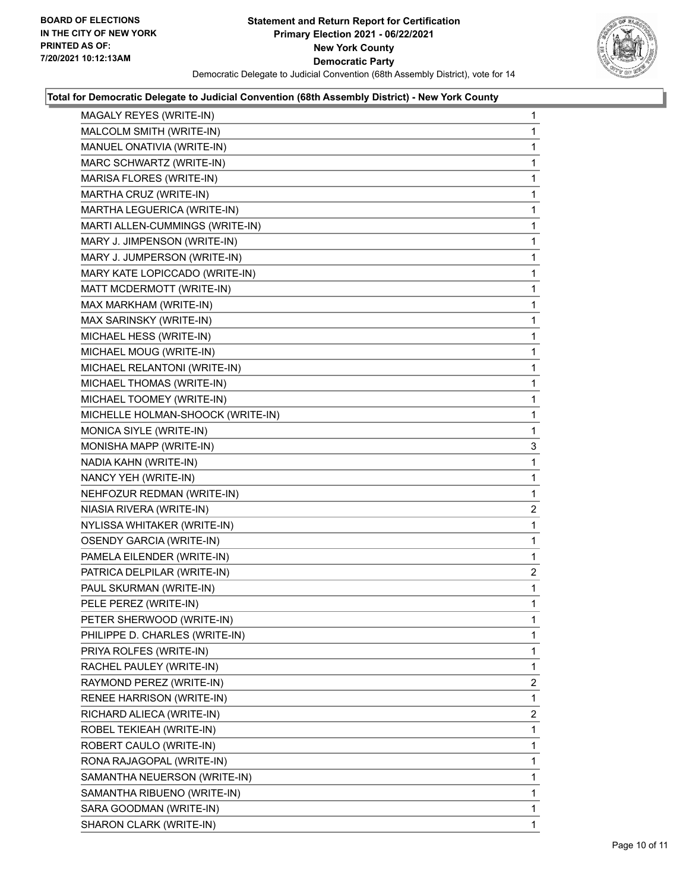**Statement and Return Report for Certification**
**Primary Election 2021 - 06/22/2021**
**New York County**
**Democratic Party**
Democratic Delegate to Judicial Convention (68th Assembly District), vote for 14

BOARD OF ELECTIONS
IN THE CITY OF NEW YORK
PRINTED AS OF:
7/20/2021 10:12:13AM

**Total for Democratic Delegate to Judicial Convention (68th Assembly District) - New York County**

| Candidate | Votes |
|---|---|
| MAGALY REYES (WRITE-IN) | 1 |
| MALCOLM SMITH (WRITE-IN) | 1 |
| MANUEL ONATIVIA (WRITE-IN) | 1 |
| MARC SCHWARTZ (WRITE-IN) | 1 |
| MARISA FLORES (WRITE-IN) | 1 |
| MARTHA CRUZ (WRITE-IN) | 1 |
| MARTHA LEGUERICA (WRITE-IN) | 1 |
| MARTI ALLEN-CUMMINGS (WRITE-IN) | 1 |
| MARY J. JIMPENSON (WRITE-IN) | 1 |
| MARY J. JUMPERSON (WRITE-IN) | 1 |
| MARY KATE LOPICCADO (WRITE-IN) | 1 |
| MATT MCDERMOTT (WRITE-IN) | 1 |
| MAX MARKHAM (WRITE-IN) | 1 |
| MAX SARINSKY (WRITE-IN) | 1 |
| MICHAEL HESS (WRITE-IN) | 1 |
| MICHAEL MOUG (WRITE-IN) | 1 |
| MICHAEL RELANTONI (WRITE-IN) | 1 |
| MICHAEL THOMAS (WRITE-IN) | 1 |
| MICHAEL TOOMEY (WRITE-IN) | 1 |
| MICHELLE HOLMAN-SHOOCK (WRITE-IN) | 1 |
| MONICA SIYLE (WRITE-IN) | 1 |
| MONISHA MAPP (WRITE-IN) | 3 |
| NADIA KAHN (WRITE-IN) | 1 |
| NANCY YEH (WRITE-IN) | 1 |
| NEHFOZUR REDMAN (WRITE-IN) | 1 |
| NIASIA RIVERA (WRITE-IN) | 2 |
| NYLISSA WHITAKER (WRITE-IN) | 1 |
| OSENDY GARCIA (WRITE-IN) | 1 |
| PAMELA EILENDER (WRITE-IN) | 1 |
| PATRICA DELPILAR (WRITE-IN) | 2 |
| PAUL SKURMAN (WRITE-IN) | 1 |
| PELE PEREZ (WRITE-IN) | 1 |
| PETER SHERWOOD (WRITE-IN) | 1 |
| PHILIPPE D. CHARLES (WRITE-IN) | 1 |
| PRIYA ROLFES (WRITE-IN) | 1 |
| RACHEL PAULEY (WRITE-IN) | 1 |
| RAYMOND PEREZ (WRITE-IN) | 2 |
| RENEE HARRISON (WRITE-IN) | 1 |
| RICHARD ALIECA (WRITE-IN) | 2 |
| ROBEL TEKIEAH (WRITE-IN) | 1 |
| ROBERT CAULO (WRITE-IN) | 1 |
| RONA RAJAGOPAL (WRITE-IN) | 1 |
| SAMANTHA NEUERSON (WRITE-IN) | 1 |
| SAMANTHA RIBUENO (WRITE-IN) | 1 |
| SARA GOODMAN (WRITE-IN) | 1 |
| SHARON CLARK (WRITE-IN) | 1 |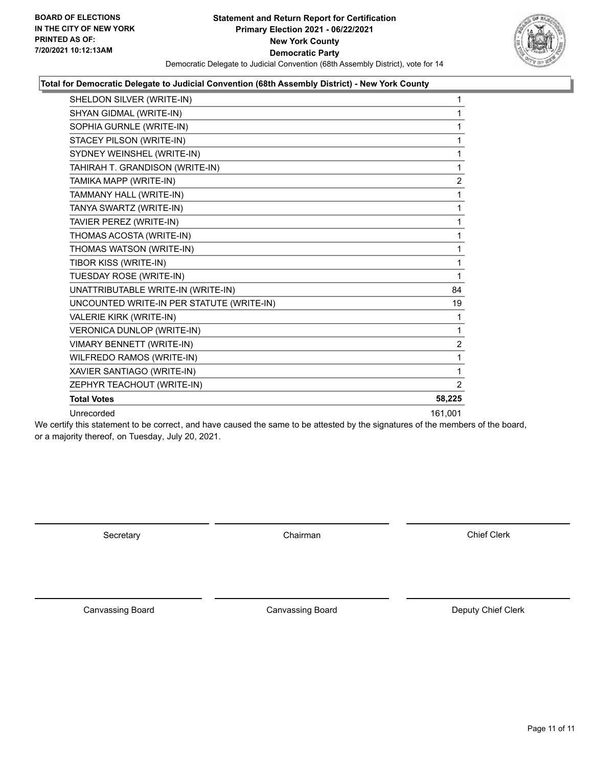**BOARD OF ELECTIONS IN THE CITY OF NEW YORK PRINTED AS OF: 7/20/2021 10:12:13AM**

# Statement and Return Report for Certification
## Primary Election 2021 - 06/22/2021
## New York County
## Democratic Party

Democratic Delegate to Judicial Convention (68th Assembly District), vote for 14

### Total for Democratic Delegate to Judicial Convention (68th Assembly District) - New York County

| | |
|---|---|
| SHELDON SILVER (WRITE-IN) | 1 |
| SHYAN GIDMAL (WRITE-IN) | 1 |
| SOPHIA GURNLE (WRITE-IN) | 1 |
| STACEY PILSON (WRITE-IN) | 1 |
| SYDNEY WEINSHEL (WRITE-IN) | 1 |
| TAHIRAH T. GRANDISON (WRITE-IN) | 1 |
| TAMIKA MAPP (WRITE-IN) | 2 |
| TAMMANY HALL (WRITE-IN) | 1 |
| TANYA SWARTZ (WRITE-IN) | 1 |
| TAVIER PEREZ (WRITE-IN) | 1 |
| THOMAS ACOSTA (WRITE-IN) | 1 |
| THOMAS WATSON (WRITE-IN) | 1 |
| TIBOR KISS (WRITE-IN) | 1 |
| TUESDAY ROSE (WRITE-IN) | 1 |
| UNATTRIBUTABLE WRITE-IN (WRITE-IN) | 84 |
| UNCOUNTED WRITE-IN PER STATUTE (WRITE-IN) | 19 |
| VALERIE KIRK (WRITE-IN) | 1 |
| VERONICA DUNLOP (WRITE-IN) | 1 |
| VIMARY BENNETT (WRITE-IN) | 2 |
| WILFREDO RAMOS (WRITE-IN) | 1 |
| XAVIER SANTIAGO (WRITE-IN) | 1 |
| ZEPHYR TEACHOUT (WRITE-IN) | 2 |
| **Total Votes** | **58,225** |
| Unrecorded | 161,001 |

We certify this statement to be correct, and have caused the same to be attested by the signatures of the members of the board, or a majority thereof, on Tuesday, July 20, 2021.

Secretary

Chairman

Chief Clerk

Canvassing Board

Canvassing Board

Deputy Chief Clerk